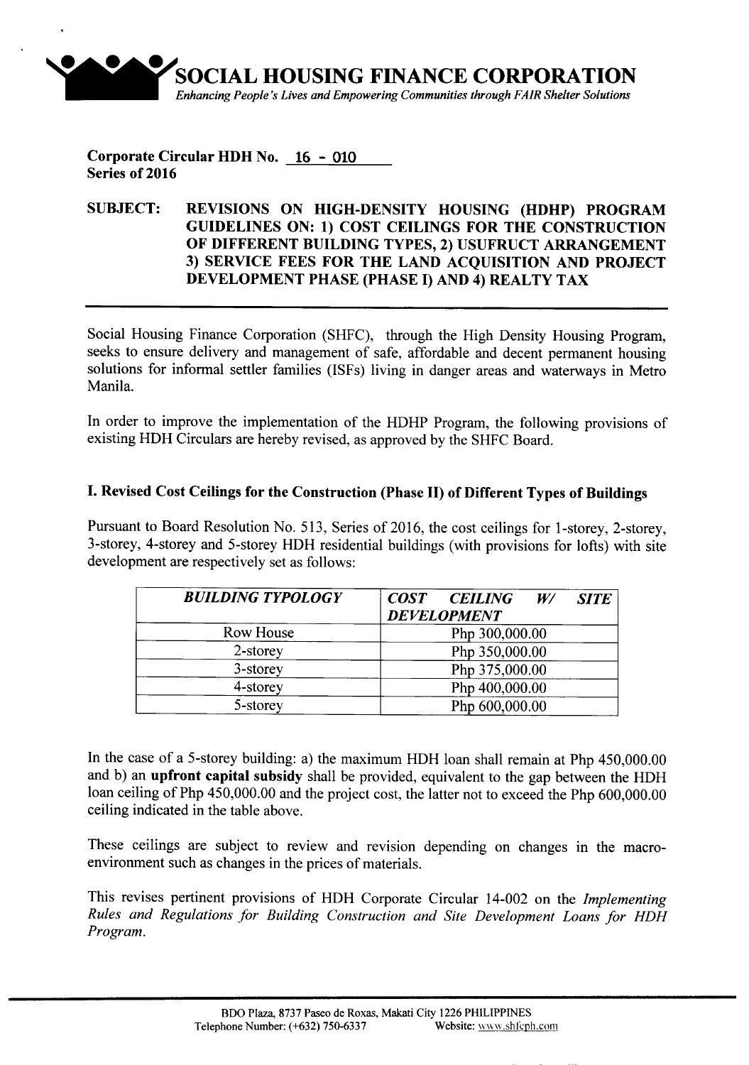# SOCIAL HOUSING FINANCE CORPORATION

*Enhancing People's Lives and Empowering Communities through FAIR Shelter Solutions*

**Corporate Circular HDH No. 16 - 010**
**Series of 2016**

**SUBJECT: REVISIONS ON HIGH-DENSITY HOUSING (HDHP) PROGRAM GUIDELINES ON: 1) COST CEILINGS FOR THE CONSTRUCTION OF DIFFERENT BUILDING TYPES, 2) USUFRUCT ARRANGEMENT 3) SERVICE FEES FOR THE LAND ACQUISITION AND PROJECT DEVELOPMENT PHASE (PHASE I) AND 4) REALTY TAX**

---

Social Housing Finance Corporation (SHFC), through the High Density Housing Program, seeks to ensure delivery and management of safe, affordable and decent permanent housing solutions for informal settler families (ISFs) living in danger areas and waterways in Metro Manila.

In order to improve the implementation of the HDHP Program, the following provisions of existing HDH Circulars are hereby revised, as approved by the SHFC Board.

## I. Revised Cost Ceilings for the Construction (Phase II) of Different Types of Buildings

Pursuant to Board Resolution No. 513, Series of 2016, the cost ceilings for 1-storey, 2-storey, 3-storey, 4-storey and 5-storey HDH residential buildings (with provisions for lofts) with site development are respectively set as follows:

| ***BUILDING TYPOLOGY*** | ***COST CEILING W/ SITE DEVELOPMENT*** |
|---|---|
| Row House | Php 300,000.00 |
| 2-storey | Php 350,000.00 |
| 3-storey | Php 375,000.00 |
| 4-storey | Php 400,000.00 |
| 5-storey | Php 600,000.00 |

In the case of a 5-storey building: a) the maximum HDH loan shall remain at Php 450,000.00 and b) an **upfront capital subsidy** shall be provided, equivalent to the gap between the HDH loan ceiling of Php 450,000.00 and the project cost, the latter not to exceed the Php 600,000.00 ceiling indicated in the table above.

These ceilings are subject to review and revision depending on changes in the macro-environment such as changes in the prices of materials.

This revises pertinent provisions of HDH Corporate Circular 14-002 on the *Implementing Rules and Regulations for Building Construction and Site Development Loans for HDH Program.*

BDO Plaza, 8737 Paseo de Roxas, Makati City 1226 PHILIPPINES
Telephone Number: (+632) 750-6337 Website: www.shfcph.com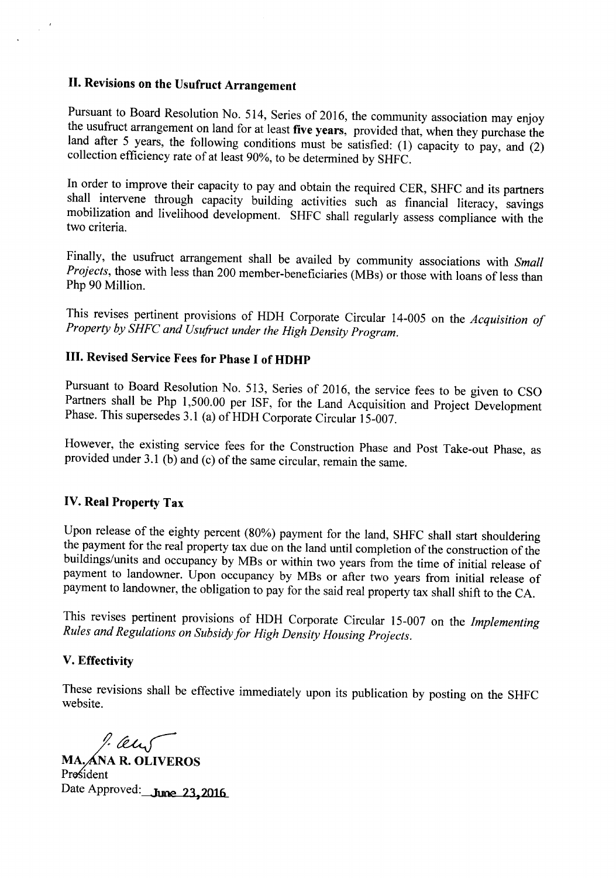## II. Revisions on the Usufruct Arrangement

Pursuant to Board Resolution No. 514, Series of 2016, the community association may enjoy the usufruct arrangement on land for at least **five years**, provided that, when they purchase the land after 5 years, the following conditions must be satisfied: (1) capacity to pay, and (2) collection efficiency rate of at least 90%, to be determined by SHFC.

In order to improve their capacity to pay and obtain the required CER, SHFC and its partners shall intervene through capacity building activities such as financial literacy, savings mobilization and livelihood development. SHFC shall regularly assess compliance with the two criteria.

Finally, the usufruct arrangement shall be availed by community associations with *Small Projects*, those with less than 200 member-beneficiaries (MBs) or those with loans of less than Php 90 Million.

This revises pertinent provisions of HDH Corporate Circular 14-005 on the *Acquisition of Property by SHFC and Usufruct under the High Density Program.*

## III. Revised Service Fees for Phase I of HDHP

Pursuant to Board Resolution No. 513, Series of 2016, the service fees to be given to CSO Partners shall be Php 1,500.00 per ISF, for the Land Acquisition and Project Development Phase. This supersedes 3.1 (a) of HDH Corporate Circular 15-007.

However, the existing service fees for the Construction Phase and Post Take-out Phase, as provided under 3.1 (b) and (c) of the same circular, remain the same.

## IV. Real Property Tax

Upon release of the eighty percent (80%) payment for the land, SHFC shall start shouldering the payment for the real property tax due on the land until completion of the construction of the buildings/units and occupancy by MBs or within two years from the time of initial release of payment to landowner. Upon occupancy by MBs or after two years from initial release of payment to landowner, the obligation to pay for the said real property tax shall shift to the CA.

This revises pertinent provisions of HDH Corporate Circular 15-007 on the *Implementing Rules and Regulations on Subsidy for High Density Housing Projects.*

## V. Effectivity

These revisions shall be effective immediately upon its publication by posting on the SHFC website.

**MA. ANA R. OLIVEROS**
President
Date Approved: June 23, 2016